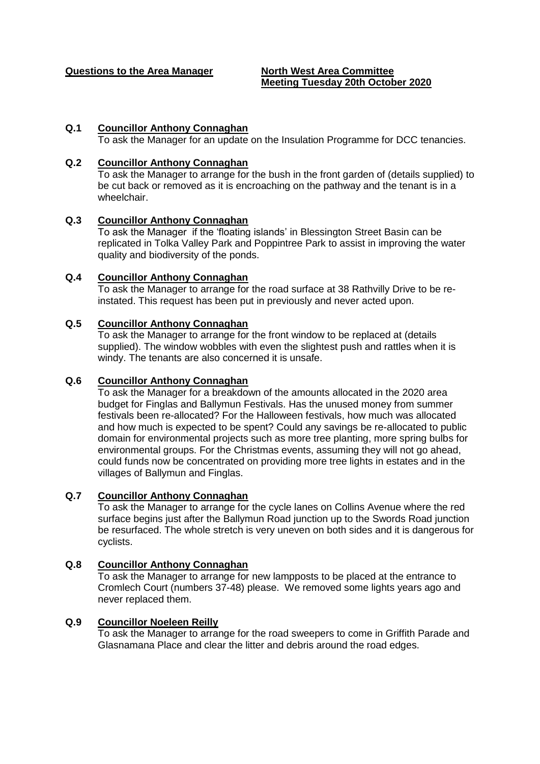**Questions to the Area Manager** **North West Area Committee**
**Meeting Tuesday 20th October 2020**

**Q.1 Councillor Anthony Connaghan**
To ask the Manager for an update on the Insulation Programme for DCC tenancies.

**Q.2 Councillor Anthony Connaghan**
To ask the Manager to arrange for the bush in the front garden of (details supplied) to be cut back or removed as it is encroaching on the pathway and the tenant is in a wheelchair.

**Q.3 Councillor Anthony Connaghan**
To ask the Manager if the 'floating islands' in Blessington Street Basin can be replicated in Tolka Valley Park and Poppintree Park to assist in improving the water quality and biodiversity of the ponds.

**Q.4 Councillor Anthony Connaghan**
To ask the Manager to arrange for the road surface at 38 Rathvilly Drive to be re-instated. This request has been put in previously and never acted upon.

**Q.5 Councillor Anthony Connaghan**
To ask the Manager to arrange for the front window to be replaced at (details supplied). The window wobbles with even the slightest push and rattles when it is windy. The tenants are also concerned it is unsafe.

**Q.6 Councillor Anthony Connaghan**
To ask the Manager for a breakdown of the amounts allocated in the 2020 area budget for Finglas and Ballymun Festivals. Has the unused money from summer festivals been re-allocated? For the Halloween festivals, how much was allocated and how much is expected to be spent? Could any savings be re-allocated to public domain for environmental projects such as more tree planting, more spring bulbs for environmental groups. For the Christmas events, assuming they will not go ahead, could funds now be concentrated on providing more tree lights in estates and in the villages of Ballymun and Finglas.

**Q.7 Councillor Anthony Connaghan**
To ask the Manager to arrange for the cycle lanes on Collins Avenue where the red surface begins just after the Ballymun Road junction up to the Swords Road junction be resurfaced. The whole stretch is very uneven on both sides and it is dangerous for cyclists.

**Q.8 Councillor Anthony Connaghan**
To ask the Manager to arrange for new lampposts to be placed at the entrance to Cromlech Court (numbers 37-48) please. We removed some lights years ago and never replaced them.

**Q.9 Councillor Noeleen Reilly**
To ask the Manager to arrange for the road sweepers to come in Griffith Parade and Glasnamana Place and clear the litter and debris around the road edges.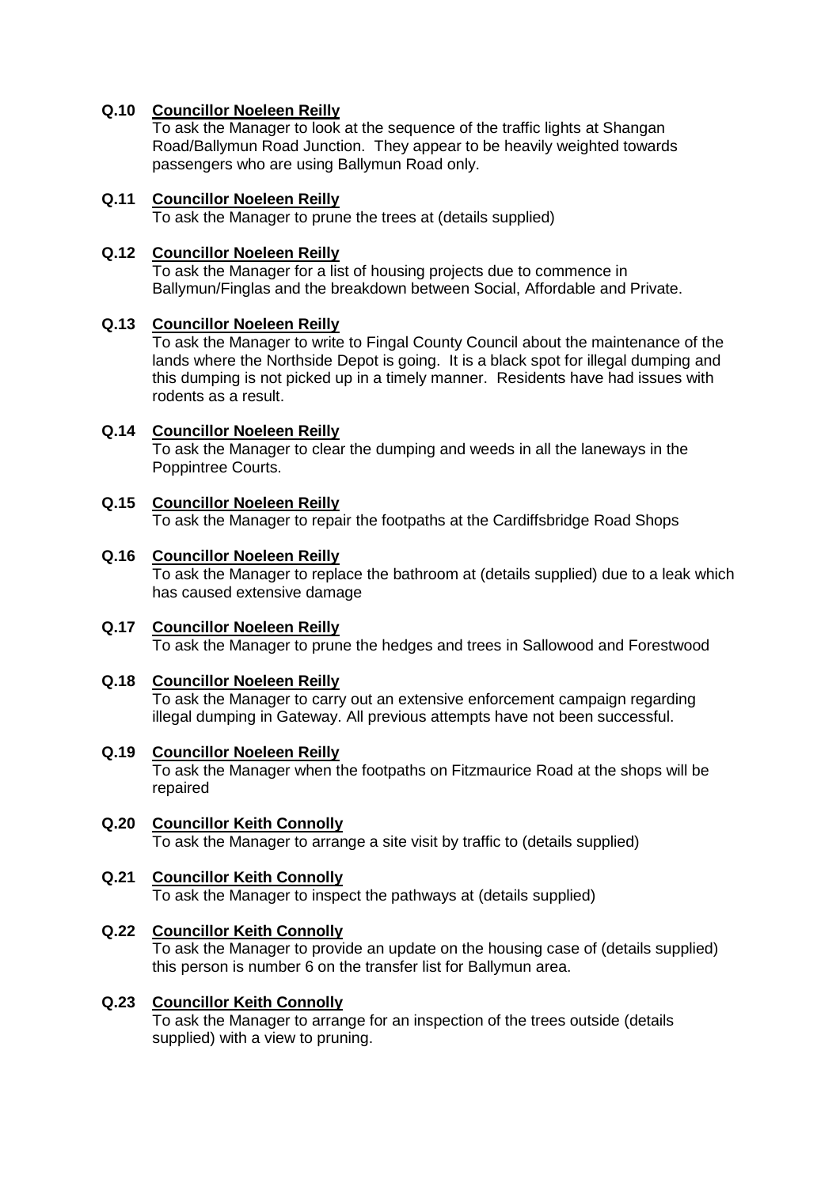**Q.10 Councillor Noeleen Reilly**

To ask the Manager to look at the sequence of the traffic lights at Shangan Road/Ballymun Road Junction. They appear to be heavily weighted towards passengers who are using Ballymun Road only.

**Q.11 Councillor Noeleen Reilly**

To ask the Manager to prune the trees at (details supplied)

**Q.12 Councillor Noeleen Reilly**

To ask the Manager for a list of housing projects due to commence in Ballymun/Finglas and the breakdown between Social, Affordable and Private.

**Q.13 Councillor Noeleen Reilly**

To ask the Manager to write to Fingal County Council about the maintenance of the lands where the Northside Depot is going. It is a black spot for illegal dumping and this dumping is not picked up in a timely manner. Residents have had issues with rodents as a result.

**Q.14 Councillor Noeleen Reilly**

To ask the Manager to clear the dumping and weeds in all the laneways in the Poppintree Courts.

**Q.15 Councillor Noeleen Reilly**

To ask the Manager to repair the footpaths at the Cardiffsbridge Road Shops

**Q.16 Councillor Noeleen Reilly**

To ask the Manager to replace the bathroom at (details supplied) due to a leak which has caused extensive damage

**Q.17 Councillor Noeleen Reilly**

To ask the Manager to prune the hedges and trees in Sallowood and Forestwood

**Q.18 Councillor Noeleen Reilly**

To ask the Manager to carry out an extensive enforcement campaign regarding illegal dumping in Gateway. All previous attempts have not been successful.

**Q.19 Councillor Noeleen Reilly**

To ask the Manager when the footpaths on Fitzmaurice Road at the shops will be repaired

**Q.20 Councillor Keith Connolly**

To ask the Manager to arrange a site visit by traffic to (details supplied)

**Q.21 Councillor Keith Connolly**

To ask the Manager to inspect the pathways at (details supplied)

**Q.22 Councillor Keith Connolly**

To ask the Manager to provide an update on the housing case of (details supplied) this person is number 6 on the transfer list for Ballymun area.

**Q.23 Councillor Keith Connolly**

To ask the Manager to arrange for an inspection of the trees outside (details supplied) with a view to pruning.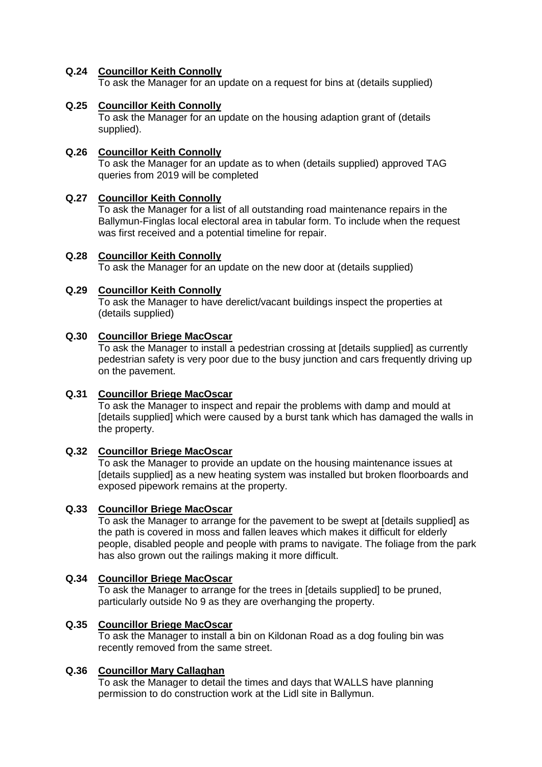**Q.24 <u>Councillor Keith Connolly</u>**
To ask the Manager for an update on a request for bins at (details supplied)

**Q.25 <u>Councillor Keith Connolly</u>**
To ask the Manager for an update on the housing adaption grant of (details supplied).

**Q.26 <u>Councillor Keith Connolly</u>**
To ask the Manager for an update as to when (details supplied) approved TAG queries from 2019 will be completed

**Q.27 <u>Councillor Keith Connolly</u>**
To ask the Manager for a list of all outstanding road maintenance repairs in the Ballymun-Finglas local electoral area in tabular form. To include when the request was first received and a potential timeline for repair.

**Q.28 <u>Councillor Keith Connolly</u>**
To ask the Manager for an update on the new door at (details supplied)

**Q.29 <u>Councillor Keith Connolly</u>**
To ask the Manager to have derelict/vacant buildings inspect the properties at (details supplied)

**Q.30 <u>Councillor Briege MacOscar</u>**
To ask the Manager to install a pedestrian crossing at [details supplied] as currently pedestrian safety is very poor due to the busy junction and cars frequently driving up on the pavement.

**Q.31 <u>Councillor Briege MacOscar</u>**
To ask the Manager to inspect and repair the problems with damp and mould at [details supplied] which were caused by a burst tank which has damaged the walls in the property.

**Q.32 <u>Councillor Briege MacOscar</u>**
To ask the Manager to provide an update on the housing maintenance issues at [details supplied] as a new heating system was installed but broken floorboards and exposed pipework remains at the property.

**Q.33 <u>Councillor Briege MacOscar</u>**
To ask the Manager to arrange for the pavement to be swept at [details supplied] as the path is covered in moss and fallen leaves which makes it difficult for elderly people, disabled people and people with prams to navigate. The foliage from the park has also grown out the railings making it more difficult.

**Q.34 <u>Councillor Briege MacOscar</u>**
To ask the Manager to arrange for the trees in [details supplied] to be pruned, particularly outside No 9 as they are overhanging the property.

**Q.35 <u>Councillor Briege MacOscar</u>**
To ask the Manager to install a bin on Kildonan Road as a dog fouling bin was recently removed from the same street.

**Q.36 <u>Councillor Mary Callaghan</u>**
To ask the Manager to detail the times and days that WALLS have planning permission to do construction work at the Lidl site in Ballymun.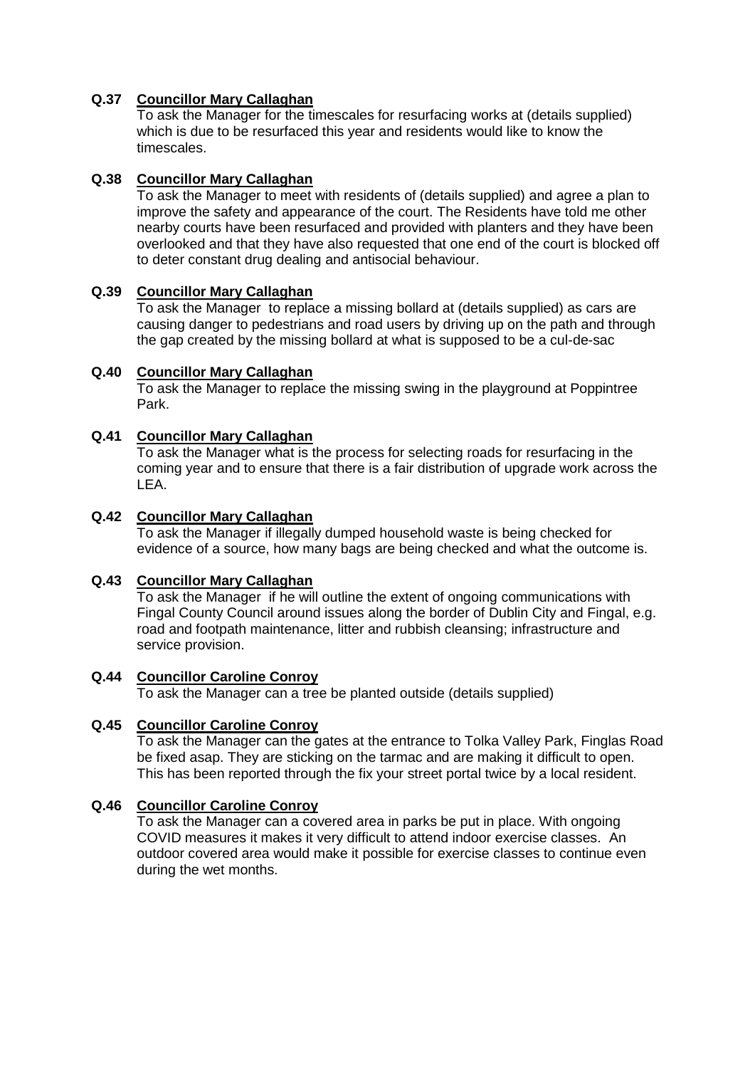**Q.37 <u>Councillor Mary Callaghan</u>**
To ask the Manager for the timescales for resurfacing works at (details supplied) which is due to be resurfaced this year and residents would like to know the timescales.

**Q.38 <u>Councillor Mary Callaghan</u>**
To ask the Manager to meet with residents of (details supplied) and agree a plan to improve the safety and appearance of the court. The Residents have told me other nearby courts have been resurfaced and provided with planters and they have been overlooked and that they have also requested that one end of the court is blocked off to deter constant drug dealing and antisocial behaviour.

**Q.39 <u>Councillor Mary Callaghan</u>**
To ask the Manager to replace a missing bollard at (details supplied) as cars are causing danger to pedestrians and road users by driving up on the path and through the gap created by the missing bollard at what is supposed to be a cul-de-sac

**Q.40 <u>Councillor Mary Callaghan</u>**
To ask the Manager to replace the missing swing in the playground at Poppintree Park.

**Q.41 <u>Councillor Mary Callaghan</u>**
To ask the Manager what is the process for selecting roads for resurfacing in the coming year and to ensure that there is a fair distribution of upgrade work across the LEA.

**Q.42 <u>Councillor Mary Callaghan</u>**
To ask the Manager if illegally dumped household waste is being checked for evidence of a source, how many bags are being checked and what the outcome is.

**Q.43 <u>Councillor Mary Callaghan</u>**
To ask the Manager if he will outline the extent of ongoing communications with Fingal County Council around issues along the border of Dublin City and Fingal, e.g. road and footpath maintenance, litter and rubbish cleansing; infrastructure and service provision.

**Q.44 <u>Councillor Caroline Conroy</u>**
To ask the Manager can a tree be planted outside (details supplied)

**Q.45 <u>Councillor Caroline Conroy</u>**
To ask the Manager can the gates at the entrance to Tolka Valley Park, Finglas Road be fixed asap. They are sticking on the tarmac and are making it difficult to open. This has been reported through the fix your street portal twice by a local resident.

**Q.46 <u>Councillor Caroline Conroy</u>**
To ask the Manager can a covered area in parks be put in place. With ongoing COVID measures it makes it very difficult to attend indoor exercise classes. An outdoor covered area would make it possible for exercise classes to continue even during the wet months.